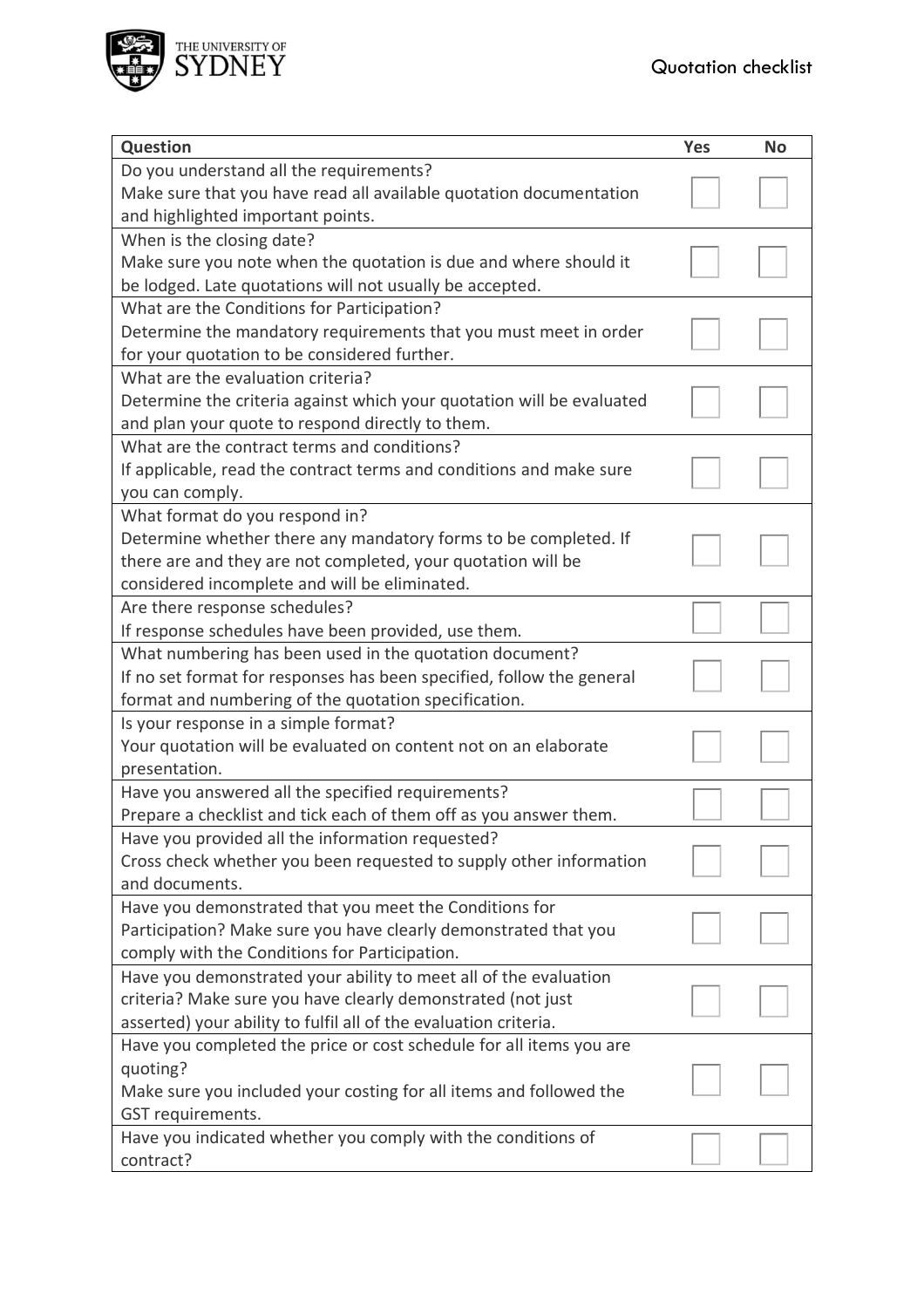# Quotation checklist

| Question | Yes | No |
|---|---|---|
| Do you understand all the requirements?<br>Make sure that you have read all available quotation documentation and highlighted important points. | ☐ | ☐ |
| When is the closing date?<br>Make sure you note when the quotation is due and where should it be lodged. Late quotations will not usually be accepted. | ☐ | ☐ |
| What are the Conditions for Participation?<br>Determine the mandatory requirements that you must meet in order for your quotation to be considered further. | ☐ | ☐ |
| What are the evaluation criteria?<br>Determine the criteria against which your quotation will be evaluated and plan your quote to respond directly to them. | ☐ | ☐ |
| What are the contract terms and conditions?<br>If applicable, read the contract terms and conditions and make sure you can comply. | ☐ | ☐ |
| What format do you respond in?<br>Determine whether there any mandatory forms to be completed. If there are and they are not completed, your quotation will be considered incomplete and will be eliminated. | ☐ | ☐ |
| Are there response schedules?<br>If response schedules have been provided, use them. | ☐ | ☐ |
| What numbering has been used in the quotation document?<br>If no set format for responses has been specified, follow the general format and numbering of the quotation specification. | ☐ | ☐ |
| Is your response in a simple format?<br>Your quotation will be evaluated on content not on an elaborate presentation. | ☐ | ☐ |
| Have you answered all the specified requirements?<br>Prepare a checklist and tick each of them off as you answer them. | ☐ | ☐ |
| Have you provided all the information requested?<br>Cross check whether you been requested to supply other information and documents. | ☐ | ☐ |
| Have you demonstrated that you meet the Conditions for Participation? Make sure you have clearly demonstrated that you comply with the Conditions for Participation. | ☐ | ☐ |
| Have you demonstrated your ability to meet all of the evaluation criteria? Make sure you have clearly demonstrated (not just asserted) your ability to fulfil all of the evaluation criteria. | ☐ | ☐ |
| Have you completed the price or cost schedule for all items you are quoting?<br>Make sure you included your costing for all items and followed the GST requirements. | ☐ | ☐ |
| Have you indicated whether you comply with the conditions of contract? | ☐ | ☐ |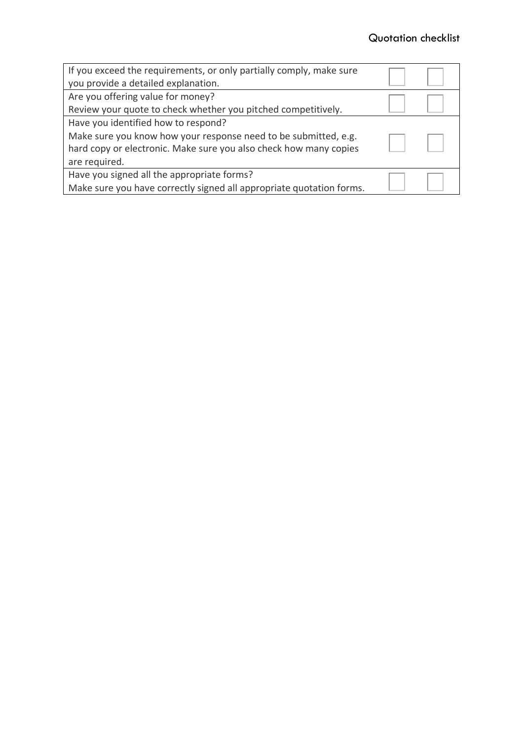| | | |
|---|---|---|
| If you exceed the requirements, or only partially comply, make sure you provide a detailed explanation. | ☐ | ☐ |
| Are you offering value for money?<br>Review your quote to check whether you pitched competitively. | ☐ | ☐ |
| Have you identified how to respond?<br>Make sure you know how your response need to be submitted, e.g. hard copy or electronic. Make sure you also check how many copies are required. | ☐ | ☐ |
| Have you signed all the appropriate forms?<br>Make sure you have correctly signed all appropriate quotation forms. | ☐ | ☐ |